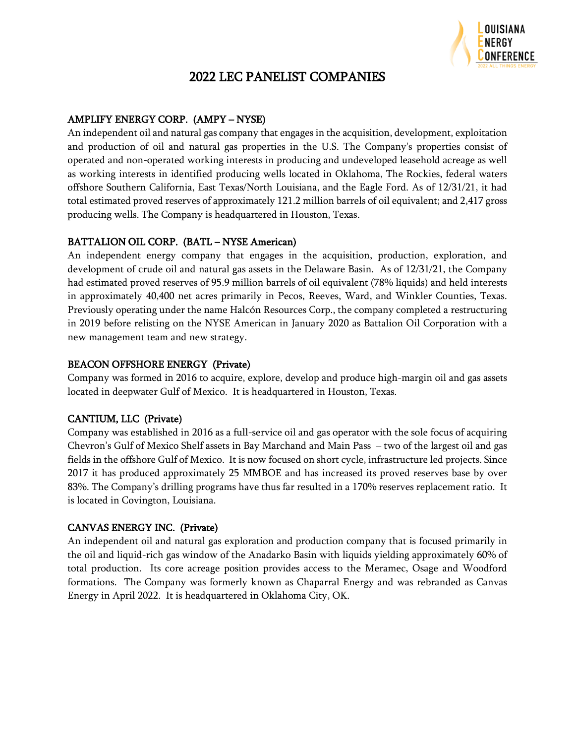# 2022 LEC PANELIST COMPANIES

## AMPLIFY ENERGY CORP. (AMPY – NYSE)

An independent oil and natural gas company that engages in the acquisition, development, exploitation and production of oil and natural gas properties in the U.S. The Company's properties consist of operated and non-operated working interests in producing and undeveloped leasehold acreage as well as working interests in identified producing wells located in Oklahoma, The Rockies, federal waters offshore Southern California, East Texas/North Louisiana, and the Eagle Ford. As of 12/31/21, it had total estimated proved reserves of approximately 121.2 million barrels of oil equivalent; and 2,417 gross producing wells. The Company is headquartered in Houston, Texas.

## BATTALION OIL CORP. (BATL – NYSE American)

An independent energy company that engages in the acquisition, production, exploration, and development of crude oil and natural gas assets in the Delaware Basin. As of 12/31/21, the Company had estimated proved reserves of 95.9 million barrels of oil equivalent (78% liquids) and held interests in approximately 40,400 net acres primarily in Pecos, Reeves, Ward, and Winkler Counties, Texas. Previously operating under the name Halcón Resources Corp., the company completed a restructuring in 2019 before relisting on the NYSE American in January 2020 as Battalion Oil Corporation with a new management team and new strategy.

## BEACON OFFSHORE ENERGY (Private)

Company was formed in 2016 to acquire, explore, develop and produce high-margin oil and gas assets located in deepwater Gulf of Mexico. It is headquartered in Houston, Texas.

## CANTIUM, LLC (Private)

Company was established in 2016 as a full-service oil and gas operator with the sole focus of acquiring Chevron's Gulf of Mexico Shelf assets in Bay Marchand and Main Pass – two of the largest oil and gas fields in the offshore Gulf of Mexico. It is now focused on short cycle, infrastructure led projects. Since 2017 it has produced approximately 25 MMBOE and has increased its proved reserves base by over 83%. The Company's drilling programs have thus far resulted in a 170% reserves replacement ratio. It is located in Covington, Louisiana.

## CANVAS ENERGY INC. (Private)

An independent oil and natural gas exploration and production company that is focused primarily in the oil and liquid-rich gas window of the Anadarko Basin with liquids yielding approximately 60% of total production. Its core acreage position provides access to the Meramec, Osage and Woodford formations. The Company was formerly known as Chaparral Energy and was rebranded as Canvas Energy in April 2022. It is headquartered in Oklahoma City, OK.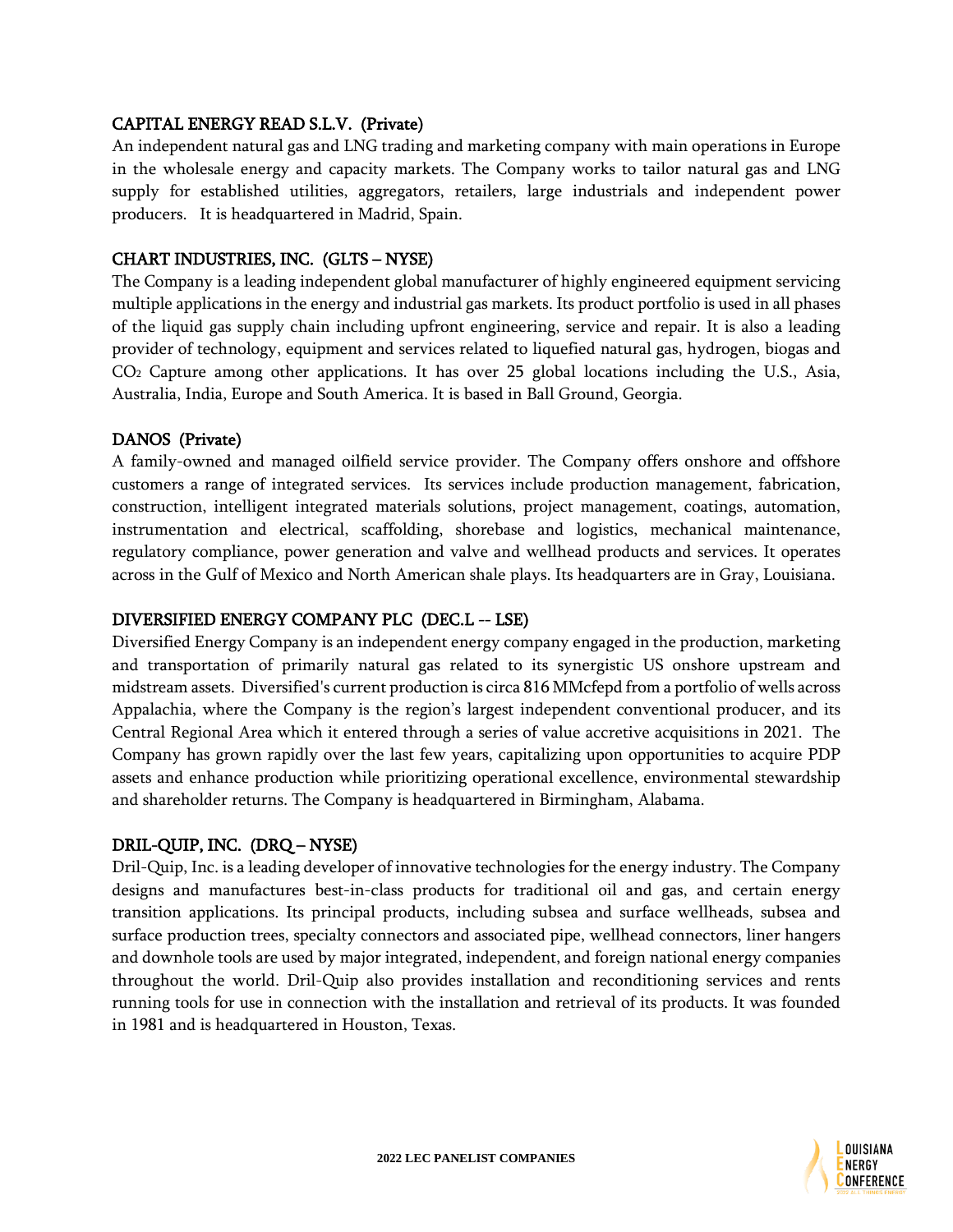## CAPITAL ENERGY READ S.L.V. (Private)

An independent natural gas and LNG trading and marketing company with main operations in Europe in the wholesale energy and capacity markets. The Company works to tailor natural gas and LNG supply for established utilities, aggregators, retailers, large industrials and independent power producers. It is headquartered in Madrid, Spain.

## CHART INDUSTRIES, INC. (GLTS – NYSE)

The Company is a leading independent global manufacturer of highly engineered equipment servicing multiple applications in the energy and industrial gas markets. Its product portfolio is used in all phases of the liquid gas supply chain including upfront engineering, service and repair. It is also a leading provider of technology, equipment and services related to liquefied natural gas, hydrogen, biogas and $CO_2$ Capture among other applications. It has over 25 global locations including the U.S., Asia, Australia, India, Europe and South America. It is based in Ball Ground, Georgia.

## DANOS (Private)

A family-owned and managed oilfield service provider. The Company offers onshore and offshore customers a range of integrated services. Its services include production management, fabrication, construction, intelligent integrated materials solutions, project management, coatings, automation, instrumentation and electrical, scaffolding, shorebase and logistics, mechanical maintenance, regulatory compliance, power generation and valve and wellhead products and services. It operates across in the Gulf of Mexico and North American shale plays. Its headquarters are in Gray, Louisiana.

## DIVERSIFIED ENERGY COMPANY PLC (DEC.L -- LSE)

Diversified Energy Company is an independent energy company engaged in the production, marketing and transportation of primarily natural gas related to its synergistic US onshore upstream and midstream assets. Diversified's current production is circa 816 MMcfepd from a portfolio of wells across Appalachia, where the Company is the region's largest independent conventional producer, and its Central Regional Area which it entered through a series of value accretive acquisitions in 2021. The Company has grown rapidly over the last few years, capitalizing upon opportunities to acquire PDP assets and enhance production while prioritizing operational excellence, environmental stewardship and shareholder returns. The Company is headquartered in Birmingham, Alabama.

## DRIL-QUIP, INC. (DRQ – NYSE)

Dril-Quip, Inc. is a leading developer of innovative technologies for the energy industry. The Company designs and manufactures best-in-class products for traditional oil and gas, and certain energy transition applications. Its principal products, including subsea and surface wellheads, subsea and surface production trees, specialty connectors and associated pipe, wellhead connectors, liner hangers and downhole tools are used by major integrated, independent, and foreign national energy companies throughout the world. Dril-Quip also provides installation and reconditioning services and rents running tools for use in connection with the installation and retrieval of its products. It was founded in 1981 and is headquartered in Houston, Texas.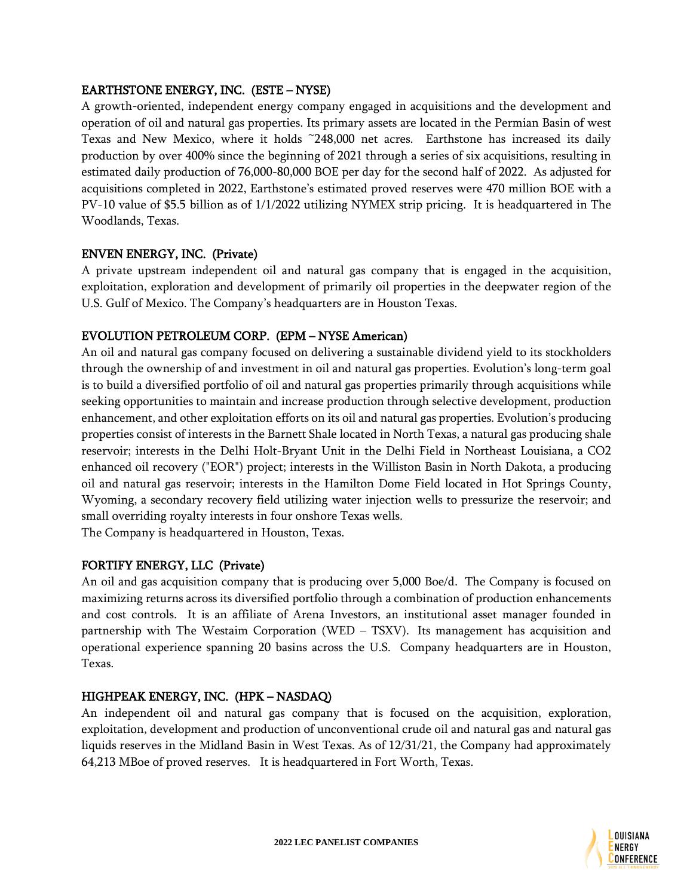## EARTHSTONE ENERGY, INC. (ESTE – NYSE)

A growth-oriented, independent energy company engaged in acquisitions and the development and operation of oil and natural gas properties. Its primary assets are located in the Permian Basin of west Texas and New Mexico, where it holds ~248,000 net acres. Earthstone has increased its daily production by over 400% since the beginning of 2021 through a series of six acquisitions, resulting in estimated daily production of 76,000-80,000 BOE per day for the second half of 2022. As adjusted for acquisitions completed in 2022, Earthstone's estimated proved reserves were 470 million BOE with a PV-10 value of $5.5 billion as of 1/1/2022 utilizing NYMEX strip pricing. It is headquartered in The Woodlands, Texas.

## ENVEN ENERGY, INC. (Private)

A private upstream independent oil and natural gas company that is engaged in the acquisition, exploitation, exploration and development of primarily oil properties in the deepwater region of the U.S. Gulf of Mexico. The Company's headquarters are in Houston Texas.

## EVOLUTION PETROLEUM CORP. (EPM – NYSE American)

An oil and natural gas company focused on delivering a sustainable dividend yield to its stockholders through the ownership of and investment in oil and natural gas properties. Evolution's long-term goal is to build a diversified portfolio of oil and natural gas properties primarily through acquisitions while seeking opportunities to maintain and increase production through selective development, production enhancement, and other exploitation efforts on its oil and natural gas properties. Evolution's producing properties consist of interests in the Barnett Shale located in North Texas, a natural gas producing shale reservoir; interests in the Delhi Holt-Bryant Unit in the Delhi Field in Northeast Louisiana, a $CO_2$ enhanced oil recovery ("EOR") project; interests in the Williston Basin in North Dakota, a producing oil and natural gas reservoir; interests in the Hamilton Dome Field located in Hot Springs County, Wyoming, a secondary recovery field utilizing water injection wells to pressurize the reservoir; and small overriding royalty interests in four onshore Texas wells.

The Company is headquartered in Houston, Texas.

## FORTIFY ENERGY, LLC (Private)

An oil and gas acquisition company that is producing over 5,000 Boe/d. The Company is focused on maximizing returns across its diversified portfolio through a combination of production enhancements and cost controls. It is an affiliate of Arena Investors, an institutional asset manager founded in partnership with The Westaim Corporation (WED – TSXV). Its management has acquisition and operational experience spanning 20 basins across the U.S. Company headquarters are in Houston, Texas.

## HIGHPEAK ENERGY, INC. (HPK – NASDAQ)

An independent oil and natural gas company that is focused on the acquisition, exploration, exploitation, development and production of unconventional crude oil and natural gas and natural gas liquids reserves in the Midland Basin in West Texas. As of 12/31/21, the Company had approximately 64,213 MBoe of proved reserves. It is headquartered in Fort Worth, Texas.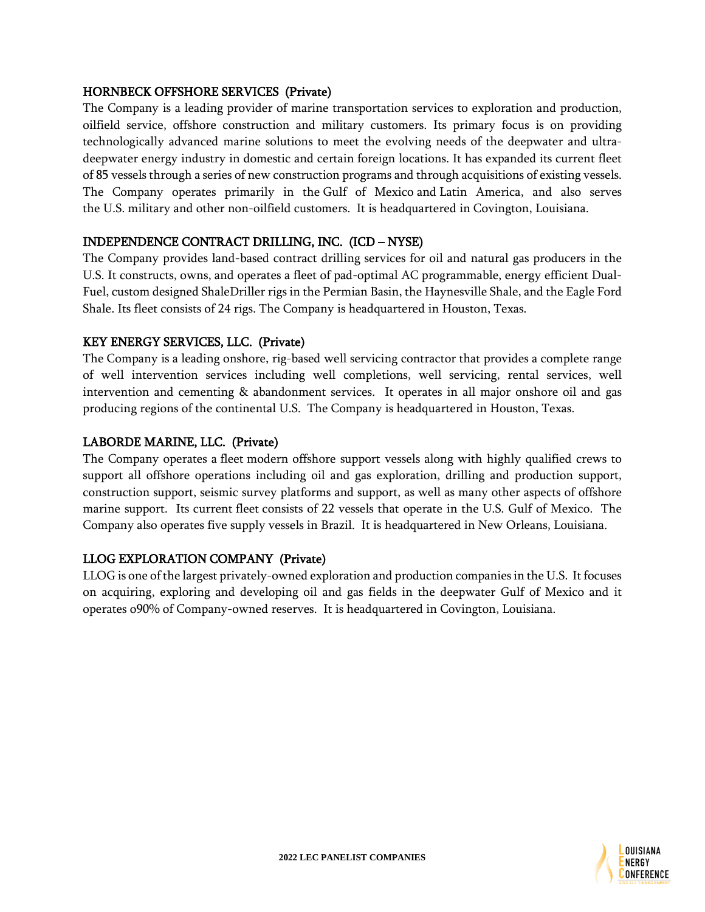## HORNBECK OFFSHORE SERVICES (Private)

The Company is a leading provider of marine transportation services to exploration and production, oilfield service, offshore construction and military customers. Its primary focus is on providing technologically advanced marine solutions to meet the evolving needs of the deepwater and ultra-deepwater energy industry in domestic and certain foreign locations. It has expanded its current fleet of 85 vessels through a series of new construction programs and through acquisitions of existing vessels. The Company operates primarily in the Gulf of Mexico and Latin America, and also serves the U.S. military and other non-oilfield customers. It is headquartered in Covington, Louisiana.

## INDEPENDENCE CONTRACT DRILLING, INC. (ICD – NYSE)

The Company provides land-based contract drilling services for oil and natural gas producers in the U.S. It constructs, owns, and operates a fleet of pad-optimal AC programmable, energy efficient Dual-Fuel, custom designed ShaleDriller rigs in the Permian Basin, the Haynesville Shale, and the Eagle Ford Shale. Its fleet consists of 24 rigs. The Company is headquartered in Houston, Texas.

## KEY ENERGY SERVICES, LLC. (Private)

The Company is a leading onshore, rig-based well servicing contractor that provides a complete range of well intervention services including well completions, well servicing, rental services, well intervention and cementing & abandonment services. It operates in all major onshore oil and gas producing regions of the continental U.S. The Company is headquartered in Houston, Texas.

## LABORDE MARINE, LLC. (Private)

The Company operates a fleet modern offshore support vessels along with highly qualified crews to support all offshore operations including oil and gas exploration, drilling and production support, construction support, seismic survey platforms and support, as well as many other aspects of offshore marine support. Its current fleet consists of 22 vessels that operate in the U.S. Gulf of Mexico. The Company also operates five supply vessels in Brazil. It is headquartered in New Orleans, Louisiana.

## LLOG EXPLORATION COMPANY (Private)

LLOG is one of the largest privately-owned exploration and production companies in the U.S. It focuses on acquiring, exploring and developing oil and gas fields in the deepwater Gulf of Mexico and it operates o90% of Company-owned reserves. It is headquartered in Covington, Louisiana.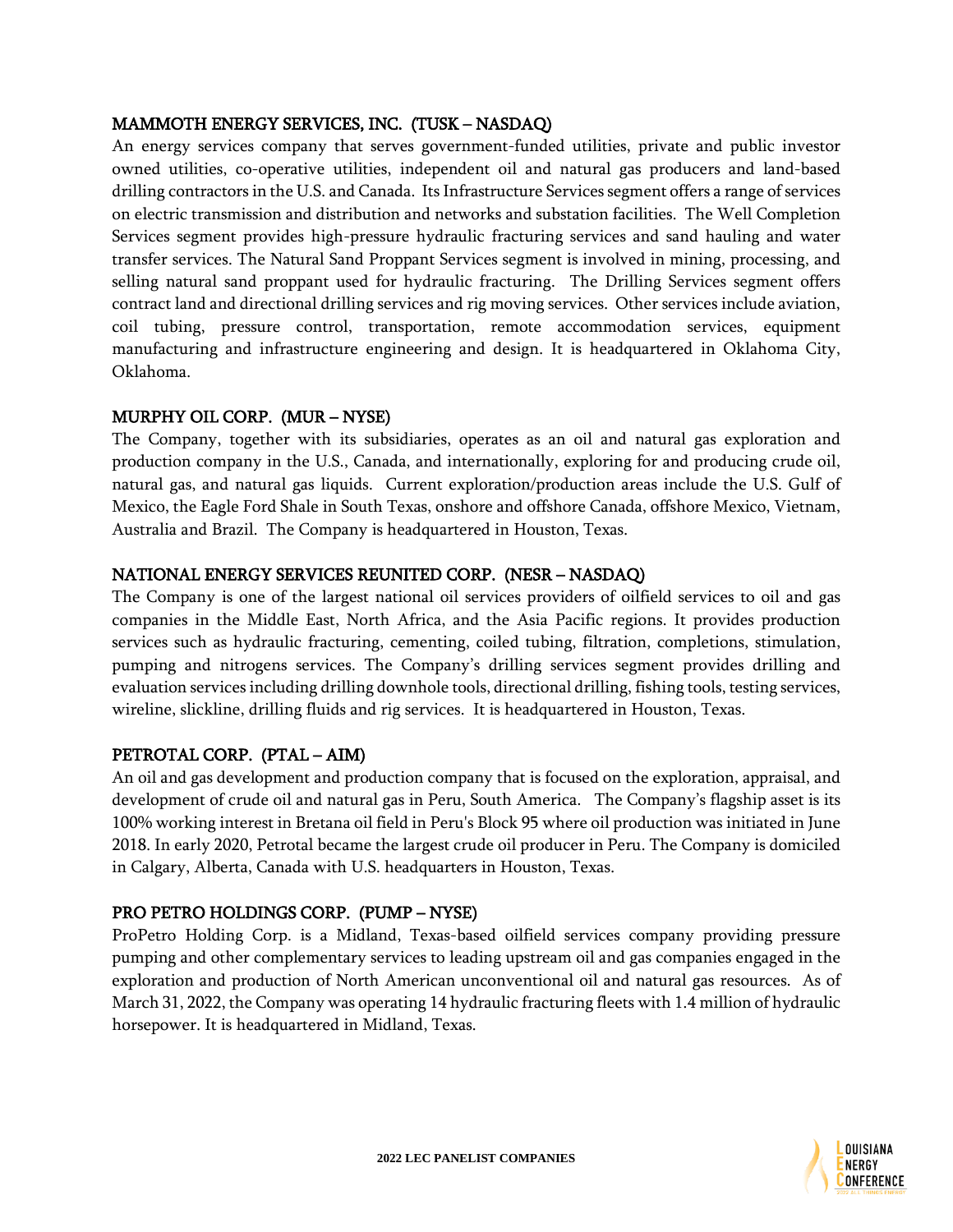### MAMMOTH ENERGY SERVICES, INC. (TUSK – NASDAQ)

An energy services company that serves government-funded utilities, private and public investor owned utilities, co-operative utilities, independent oil and natural gas producers and land-based drilling contractors in the U.S. and Canada. Its Infrastructure Services segment offers a range of services on electric transmission and distribution and networks and substation facilities. The Well Completion Services segment provides high-pressure hydraulic fracturing services and sand hauling and water transfer services. The Natural Sand Proppant Services segment is involved in mining, processing, and selling natural sand proppant used for hydraulic fracturing. The Drilling Services segment offers contract land and directional drilling services and rig moving services. Other services include aviation, coil tubing, pressure control, transportation, remote accommodation services, equipment manufacturing and infrastructure engineering and design. It is headquartered in Oklahoma City, Oklahoma.

### MURPHY OIL CORP. (MUR – NYSE)

The Company, together with its subsidiaries, operates as an oil and natural gas exploration and production company in the U.S., Canada, and internationally, exploring for and producing crude oil, natural gas, and natural gas liquids. Current exploration/production areas include the U.S. Gulf of Mexico, the Eagle Ford Shale in South Texas, onshore and offshore Canada, offshore Mexico, Vietnam, Australia and Brazil. The Company is headquartered in Houston, Texas.

### NATIONAL ENERGY SERVICES REUNITED CORP. (NESR – NASDAQ)

The Company is one of the largest national oil services providers of oilfield services to oil and gas companies in the Middle East, North Africa, and the Asia Pacific regions. It provides production services such as hydraulic fracturing, cementing, coiled tubing, filtration, completions, stimulation, pumping and nitrogens services. The Company's drilling services segment provides drilling and evaluation services including drilling downhole tools, directional drilling, fishing tools, testing services, wireline, slickline, drilling fluids and rig services. It is headquartered in Houston, Texas.

### PETROTAL CORP. (PTAL – AIM)

An oil and gas development and production company that is focused on the exploration, appraisal, and development of crude oil and natural gas in Peru, South America. The Company's flagship asset is its 100% working interest in Bretana oil field in Peru's Block 95 where oil production was initiated in June 2018. In early 2020, Petrotal became the largest crude oil producer in Peru. The Company is domiciled in Calgary, Alberta, Canada with U.S. headquarters in Houston, Texas.

### PRO PETRO HOLDINGS CORP. (PUMP – NYSE)

ProPetro Holding Corp. is a Midland, Texas-based oilfield services company providing pressure pumping and other complementary services to leading upstream oil and gas companies engaged in the exploration and production of North American unconventional oil and natural gas resources. As of March 31, 2022, the Company was operating 14 hydraulic fracturing fleets with 1.4 million of hydraulic horsepower. It is headquartered in Midland, Texas.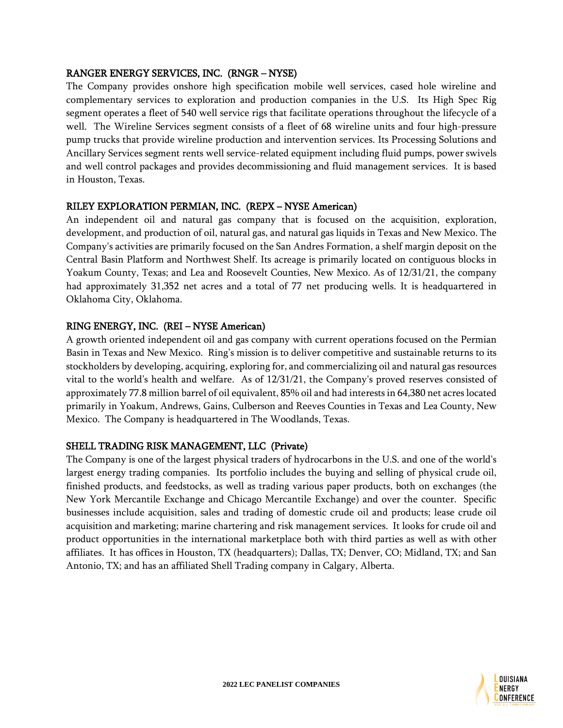## RANGER ENERGY SERVICES, INC. (RNGR – NYSE)

The Company provides onshore high specification mobile well services, cased hole wireline and complementary services to exploration and production companies in the U.S. Its High Spec Rig segment operates a fleet of 540 well service rigs that facilitate operations throughout the lifecycle of a well. The Wireline Services segment consists of a fleet of 68 wireline units and four high-pressure pump trucks that provide wireline production and intervention services. Its Processing Solutions and Ancillary Services segment rents well service-related equipment including fluid pumps, power swivels and well control packages and provides decommissioning and fluid management services. It is based in Houston, Texas.

## RILEY EXPLORATION PERMIAN, INC. (REPX – NYSE American)

An independent oil and natural gas company that is focused on the acquisition, exploration, development, and production of oil, natural gas, and natural gas liquids in Texas and New Mexico. The Company's activities are primarily focused on the San Andres Formation, a shelf margin deposit on the Central Basin Platform and Northwest Shelf. Its acreage is primarily located on contiguous blocks in Yoakum County, Texas; and Lea and Roosevelt Counties, New Mexico. As of 12/31/21, the company had approximately 31,352 net acres and a total of 77 net producing wells. It is headquartered in Oklahoma City, Oklahoma.

## RING ENERGY, INC. (REI – NYSE American)

A growth oriented independent oil and gas company with current operations focused on the Permian Basin in Texas and New Mexico. Ring's mission is to deliver competitive and sustainable returns to its stockholders by developing, acquiring, exploring for, and commercializing oil and natural gas resources vital to the world's health and welfare. As of 12/31/21, the Company's proved reserves consisted of approximately 77.8 million barrel of oil equivalent, 85% oil and had interests in 64,380 net acres located primarily in Yoakum, Andrews, Gains, Culberson and Reeves Counties in Texas and Lea County, New Mexico. The Company is headquartered in The Woodlands, Texas.

## SHELL TRADING RISK MANAGEMENT, LLC (Private)

The Company is one of the largest physical traders of hydrocarbons in the U.S. and one of the world's largest energy trading companies. Its portfolio includes the buying and selling of physical crude oil, finished products, and feedstocks, as well as trading various paper products, both on exchanges (the New York Mercantile Exchange and Chicago Mercantile Exchange) and over the counter. Specific businesses include acquisition, sales and trading of domestic crude oil and products; lease crude oil acquisition and marketing; marine chartering and risk management services. It looks for crude oil and product opportunities in the international marketplace both with third parties as well as with other affiliates. It has offices in Houston, TX (headquarters); Dallas, TX; Denver, CO; Midland, TX; and San Antonio, TX; and has an affiliated Shell Trading company in Calgary, Alberta.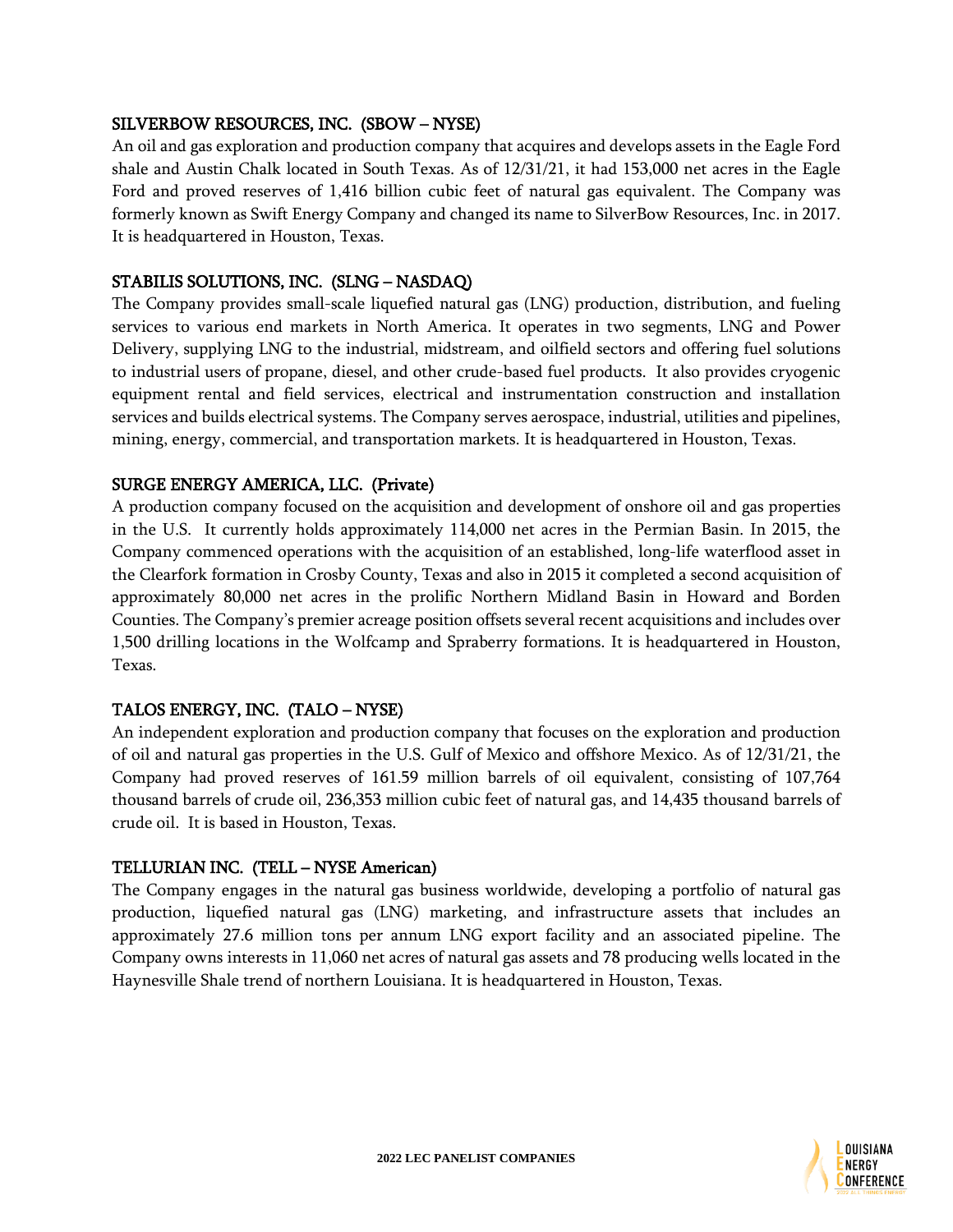## SILVERBOW RESOURCES, INC. (SBOW – NYSE)

An oil and gas exploration and production company that acquires and develops assets in the Eagle Ford shale and Austin Chalk located in South Texas. As of 12/31/21, it had 153,000 net acres in the Eagle Ford and proved reserves of 1,416 billion cubic feet of natural gas equivalent. The Company was formerly known as Swift Energy Company and changed its name to SilverBow Resources, Inc. in 2017. It is headquartered in Houston, Texas.

## STABILIS SOLUTIONS, INC. (SLNG – NASDAQ)

The Company provides small-scale liquefied natural gas (LNG) production, distribution, and fueling services to various end markets in North America. It operates in two segments, LNG and Power Delivery, supplying LNG to the industrial, midstream, and oilfield sectors and offering fuel solutions to industrial users of propane, diesel, and other crude-based fuel products. It also provides cryogenic equipment rental and field services, electrical and instrumentation construction and installation services and builds electrical systems. The Company serves aerospace, industrial, utilities and pipelines, mining, energy, commercial, and transportation markets. It is headquartered in Houston, Texas.

## SURGE ENERGY AMERICA, LLC. (Private)

A production company focused on the acquisition and development of onshore oil and gas properties in the U.S. It currently holds approximately 114,000 net acres in the Permian Basin. In 2015, the Company commenced operations with the acquisition of an established, long-life waterflood asset in the Clearfork formation in Crosby County, Texas and also in 2015 it completed a second acquisition of approximately 80,000 net acres in the prolific Northern Midland Basin in Howard and Borden Counties. The Company's premier acreage position offsets several recent acquisitions and includes over 1,500 drilling locations in the Wolfcamp and Spraberry formations. It is headquartered in Houston, Texas.

## TALOS ENERGY, INC. (TALO – NYSE)

An independent exploration and production company that focuses on the exploration and production of oil and natural gas properties in the U.S. Gulf of Mexico and offshore Mexico. As of 12/31/21, the Company had proved reserves of 161.59 million barrels of oil equivalent, consisting of 107,764 thousand barrels of crude oil, 236,353 million cubic feet of natural gas, and 14,435 thousand barrels of crude oil. It is based in Houston, Texas.

## TELLURIAN INC. (TELL – NYSE American)

The Company engages in the natural gas business worldwide, developing a portfolio of natural gas production, liquefied natural gas (LNG) marketing, and infrastructure assets that includes an approximately 27.6 million tons per annum LNG export facility and an associated pipeline. The Company owns interests in 11,060 net acres of natural gas assets and 78 producing wells located in the Haynesville Shale trend of northern Louisiana. It is headquartered in Houston, Texas.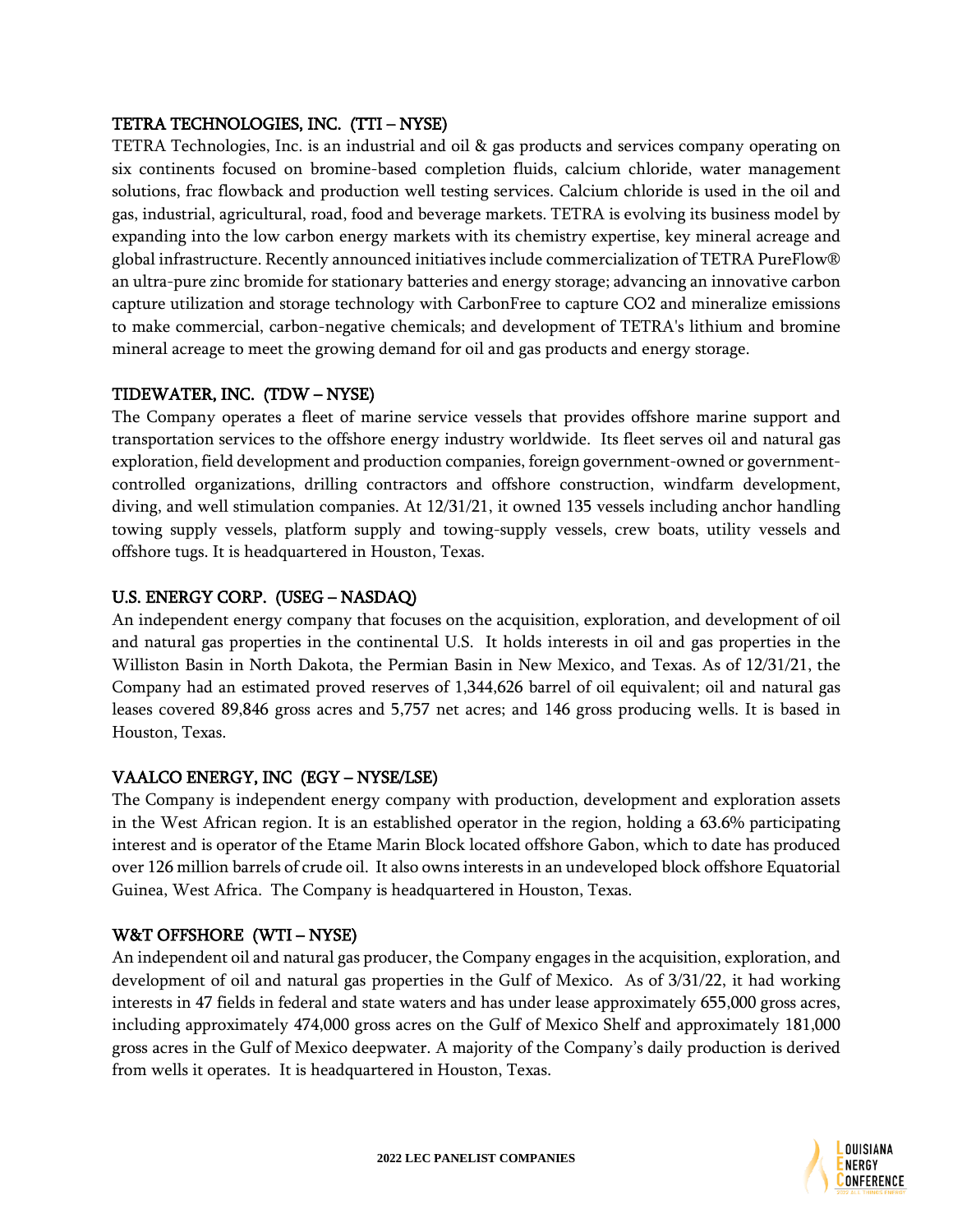## TETRA TECHNOLOGIES, INC. (TTI – NYSE)

TETRA Technologies, Inc. is an industrial and oil & gas products and services company operating on six continents focused on bromine-based completion fluids, calcium chloride, water management solutions, frac flowback and production well testing services. Calcium chloride is used in the oil and gas, industrial, agricultural, road, food and beverage markets. TETRA is evolving its business model by expanding into the low carbon energy markets with its chemistry expertise, key mineral acreage and global infrastructure. Recently announced initiatives include commercialization of TETRA PureFlow® an ultra-pure zinc bromide for stationary batteries and energy storage; advancing an innovative carbon capture utilization and storage technology with CarbonFree to capture CO2 and mineralize emissions to make commercial, carbon-negative chemicals; and development of TETRA's lithium and bromine mineral acreage to meet the growing demand for oil and gas products and energy storage.

## TIDEWATER, INC. (TDW – NYSE)

The Company operates a fleet of marine service vessels that provides offshore marine support and transportation services to the offshore energy industry worldwide. Its fleet serves oil and natural gas exploration, field development and production companies, foreign government-owned or government-controlled organizations, drilling contractors and offshore construction, windfarm development, diving, and well stimulation companies. At 12/31/21, it owned 135 vessels including anchor handling towing supply vessels, platform supply and towing-supply vessels, crew boats, utility vessels and offshore tugs. It is headquartered in Houston, Texas.

## U.S. ENERGY CORP. (USEG – NASDAQ)

An independent energy company that focuses on the acquisition, exploration, and development of oil and natural gas properties in the continental U.S. It holds interests in oil and gas properties in the Williston Basin in North Dakota, the Permian Basin in New Mexico, and Texas. As of 12/31/21, the Company had an estimated proved reserves of 1,344,626 barrel of oil equivalent; oil and natural gas leases covered 89,846 gross acres and 5,757 net acres; and 146 gross producing wells. It is based in Houston, Texas.

## VAALCO ENERGY, INC (EGY – NYSE/LSE)

The Company is independent energy company with production, development and exploration assets in the West African region. It is an established operator in the region, holding a 63.6% participating interest and is operator of the Etame Marin Block located offshore Gabon, which to date has produced over 126 million barrels of crude oil. It also owns interests in an undeveloped block offshore Equatorial Guinea, West Africa. The Company is headquartered in Houston, Texas.

## W&T OFFSHORE (WTI – NYSE)

An independent oil and natural gas producer, the Company engages in the acquisition, exploration, and development of oil and natural gas properties in the Gulf of Mexico. As of 3/31/22, it had working interests in 47 fields in federal and state waters and has under lease approximately 655,000 gross acres, including approximately 474,000 gross acres on the Gulf of Mexico Shelf and approximately 181,000 gross acres in the Gulf of Mexico deepwater. A majority of the Company's daily production is derived from wells it operates. It is headquartered in Houston, Texas.